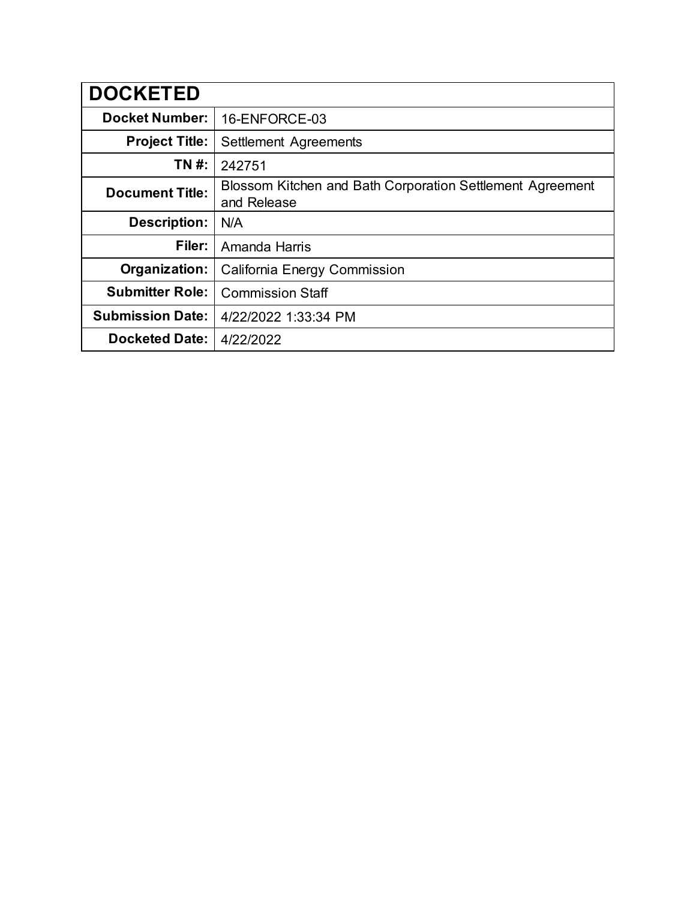| DOCKETED | |
|---|---|
| **Docket Number:** | 16-ENFORCE-03 |
| **Project Title:** | Settlement Agreements |
| **TN #:** | 242751 |
| **Document Title:** | Blossom Kitchen and Bath Corporation Settlement Agreement and Release |
| **Description:** | N/A |
| **Filer:** | Amanda Harris |
| **Organization:** | California Energy Commission |
| **Submitter Role:** | Commission Staff |
| **Submission Date:** | 4/22/2022 1:33:34 PM |
| **Docketed Date:** | 4/22/2022 |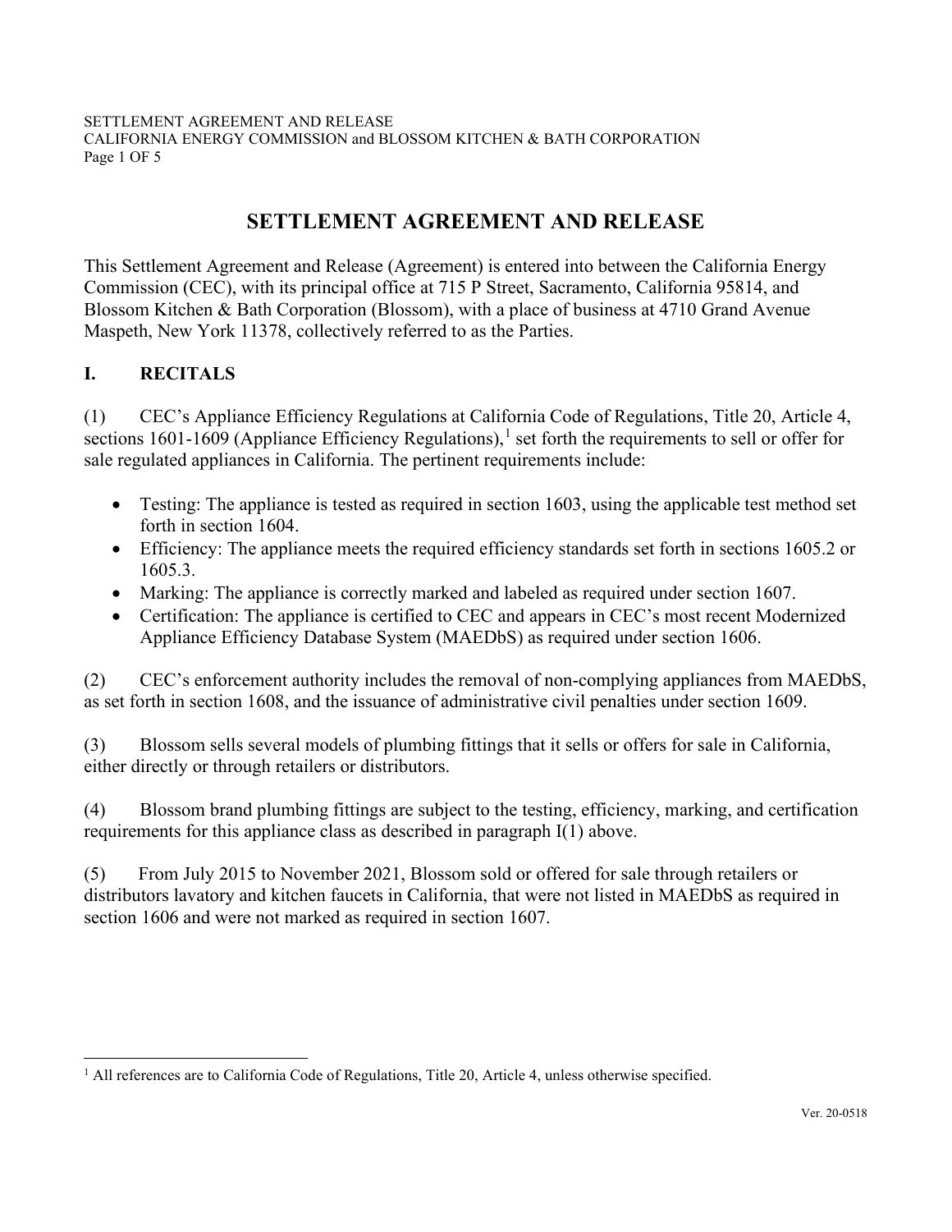# SETTLEMENT AGREEMENT AND RELEASE

This Settlement Agreement and Release (Agreement) is entered into between the California Energy Commission (CEC), with its principal office at 715 P Street, Sacramento, California 95814, and Blossom Kitchen & Bath Corporation (Blossom), with a place of business at 4710 Grand Avenue Maspeth, New York 11378, collectively referred to as the Parties.

## I. RECITALS

(1) CEC's Appliance Efficiency Regulations at California Code of Regulations, Title 20, Article 4, sections 1601-1609 (Appliance Efficiency Regulations),[1] set forth the requirements to sell or offer for sale regulated appliances in California. The pertinent requirements include:

- Testing: The appliance is tested as required in section 1603, using the applicable test method set forth in section 1604.
- Efficiency: The appliance meets the required efficiency standards set forth in sections 1605.2 or 1605.3.
- Marking: The appliance is correctly marked and labeled as required under section 1607.
- Certification: The appliance is certified to CEC and appears in CEC's most recent Modernized Appliance Efficiency Database System (MAEDbS) as required under section 1606.

(2) CEC's enforcement authority includes the removal of non-complying appliances from MAEDbS, as set forth in section 1608, and the issuance of administrative civil penalties under section 1609.

(3) Blossom sells several models of plumbing fittings that it sells or offers for sale in California, either directly or through retailers or distributors.

(4) Blossom brand plumbing fittings are subject to the testing, efficiency, marking, and certification requirements for this appliance class as described in paragraph I(1) above.

(5) From July 2015 to November 2021, Blossom sold or offered for sale through retailers or distributors lavatory and kitchen faucets in California, that were not listed in MAEDbS as required in section 1606 and were not marked as required in section 1607.

[1] All references are to California Code of Regulations, Title 20, Article 4, unless otherwise specified.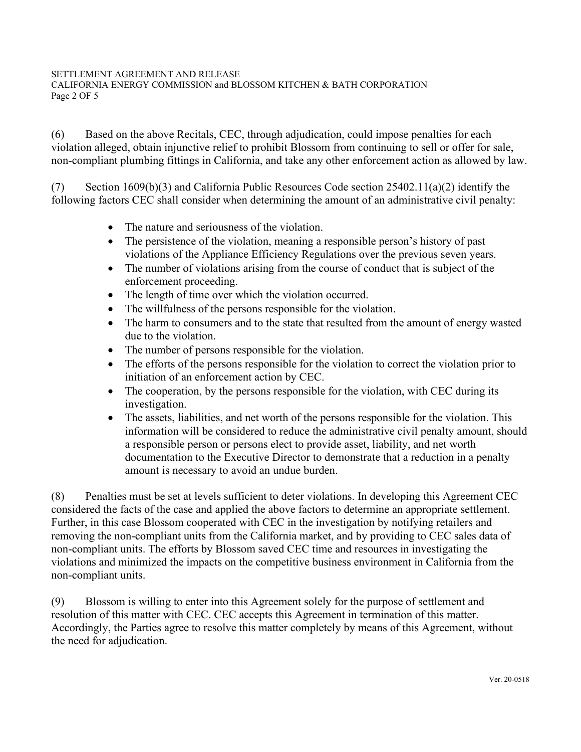(6) Based on the above Recitals, CEC, through adjudication, could impose penalties for each violation alleged, obtain injunctive relief to prohibit Blossom from continuing to sell or offer for sale, non-compliant plumbing fittings in California, and take any other enforcement action as allowed by law.

(7) Section 1609(b)(3) and California Public Resources Code section 25402.11(a)(2) identify the following factors CEC shall consider when determining the amount of an administrative civil penalty:

- The nature and seriousness of the violation.
- The persistence of the violation, meaning a responsible person's history of past violations of the Appliance Efficiency Regulations over the previous seven years.
- The number of violations arising from the course of conduct that is subject of the enforcement proceeding.
- The length of time over which the violation occurred.
- The willfulness of the persons responsible for the violation.
- The harm to consumers and to the state that resulted from the amount of energy wasted due to the violation.
- The number of persons responsible for the violation.
- The efforts of the persons responsible for the violation to correct the violation prior to initiation of an enforcement action by CEC.
- The cooperation, by the persons responsible for the violation, with CEC during its investigation.
- The assets, liabilities, and net worth of the persons responsible for the violation. This information will be considered to reduce the administrative civil penalty amount, should a responsible person or persons elect to provide asset, liability, and net worth documentation to the Executive Director to demonstrate that a reduction in a penalty amount is necessary to avoid an undue burden.

(8) Penalties must be set at levels sufficient to deter violations. In developing this Agreement CEC considered the facts of the case and applied the above factors to determine an appropriate settlement. Further, in this case Blossom cooperated with CEC in the investigation by notifying retailers and removing the non-compliant units from the California market, and by providing to CEC sales data of non-compliant units. The efforts by Blossom saved CEC time and resources in investigating the violations and minimized the impacts on the competitive business environment in California from the non-compliant units.

(9) Blossom is willing to enter into this Agreement solely for the purpose of settlement and resolution of this matter with CEC. CEC accepts this Agreement in termination of this matter. Accordingly, the Parties agree to resolve this matter completely by means of this Agreement, without the need for adjudication.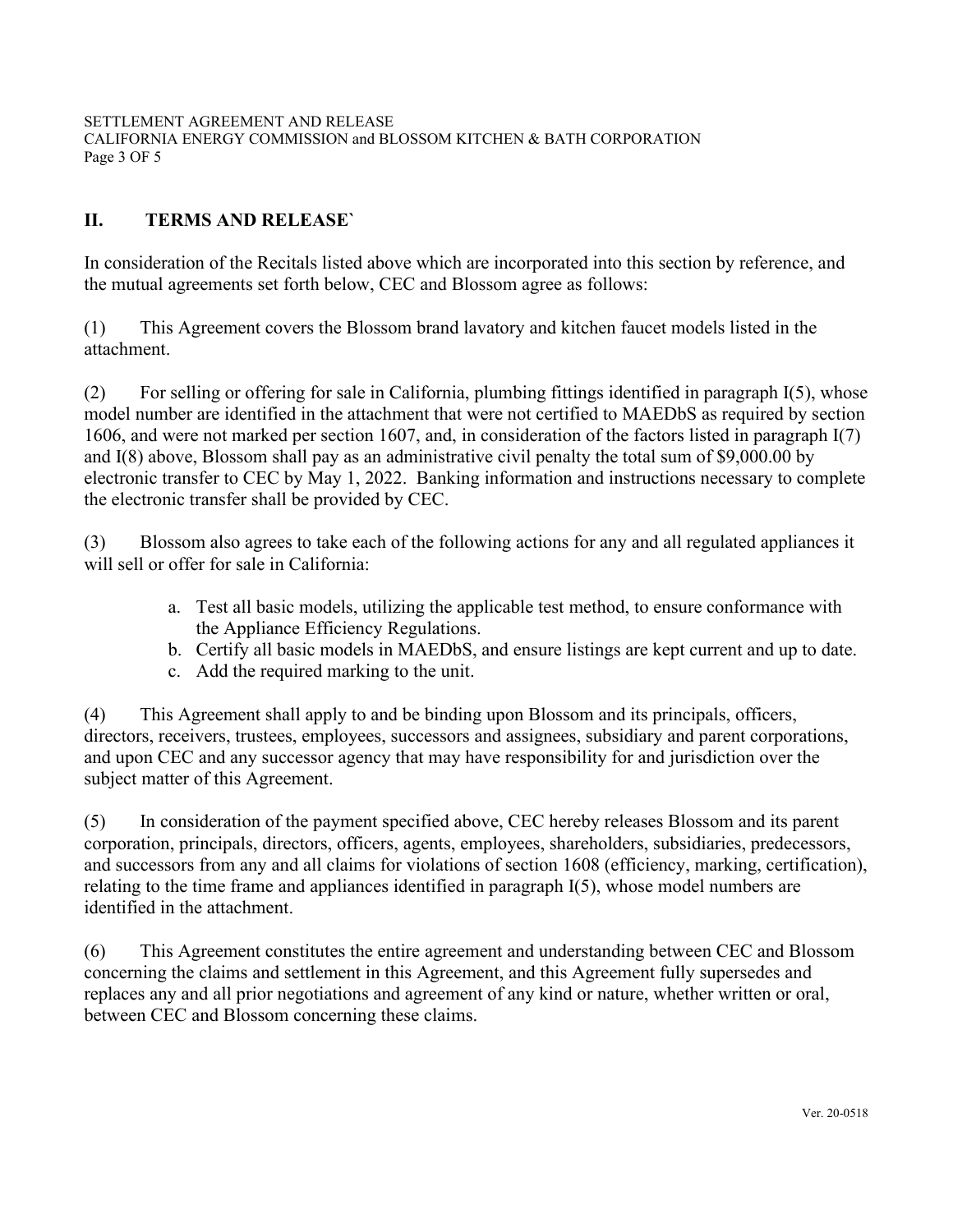## II. TERMS AND RELEASE`

In consideration of the Recitals listed above which are incorporated into this section by reference, and the mutual agreements set forth below, CEC and Blossom agree as follows:

(1) This Agreement covers the Blossom brand lavatory and kitchen faucet models listed in the attachment.

(2) For selling or offering for sale in California, plumbing fittings identified in paragraph I(5), whose model number are identified in the attachment that were not certified to MAEDbS as required by section 1606, and were not marked per section 1607, and, in consideration of the factors listed in paragraph I(7) and I(8) above, Blossom shall pay as an administrative civil penalty the total sum of $9,000.00 by electronic transfer to CEC by May 1, 2022. Banking information and instructions necessary to complete the electronic transfer shall be provided by CEC.

(3) Blossom also agrees to take each of the following actions for any and all regulated appliances it will sell or offer for sale in California:

a. Test all basic models, utilizing the applicable test method, to ensure conformance with the Appliance Efficiency Regulations.
b. Certify all basic models in MAEDbS, and ensure listings are kept current and up to date.
c. Add the required marking to the unit.

(4) This Agreement shall apply to and be binding upon Blossom and its principals, officers, directors, receivers, trustees, employees, successors and assignees, subsidiary and parent corporations, and upon CEC and any successor agency that may have responsibility for and jurisdiction over the subject matter of this Agreement.

(5) In consideration of the payment specified above, CEC hereby releases Blossom and its parent corporation, principals, directors, officers, agents, employees, shareholders, subsidiaries, predecessors, and successors from any and all claims for violations of section 1608 (efficiency, marking, certification), relating to the time frame and appliances identified in paragraph I(5), whose model numbers are identified in the attachment.

(6) This Agreement constitutes the entire agreement and understanding between CEC and Blossom concerning the claims and settlement in this Agreement, and this Agreement fully supersedes and replaces any and all prior negotiations and agreement of any kind or nature, whether written or oral, between CEC and Blossom concerning these claims.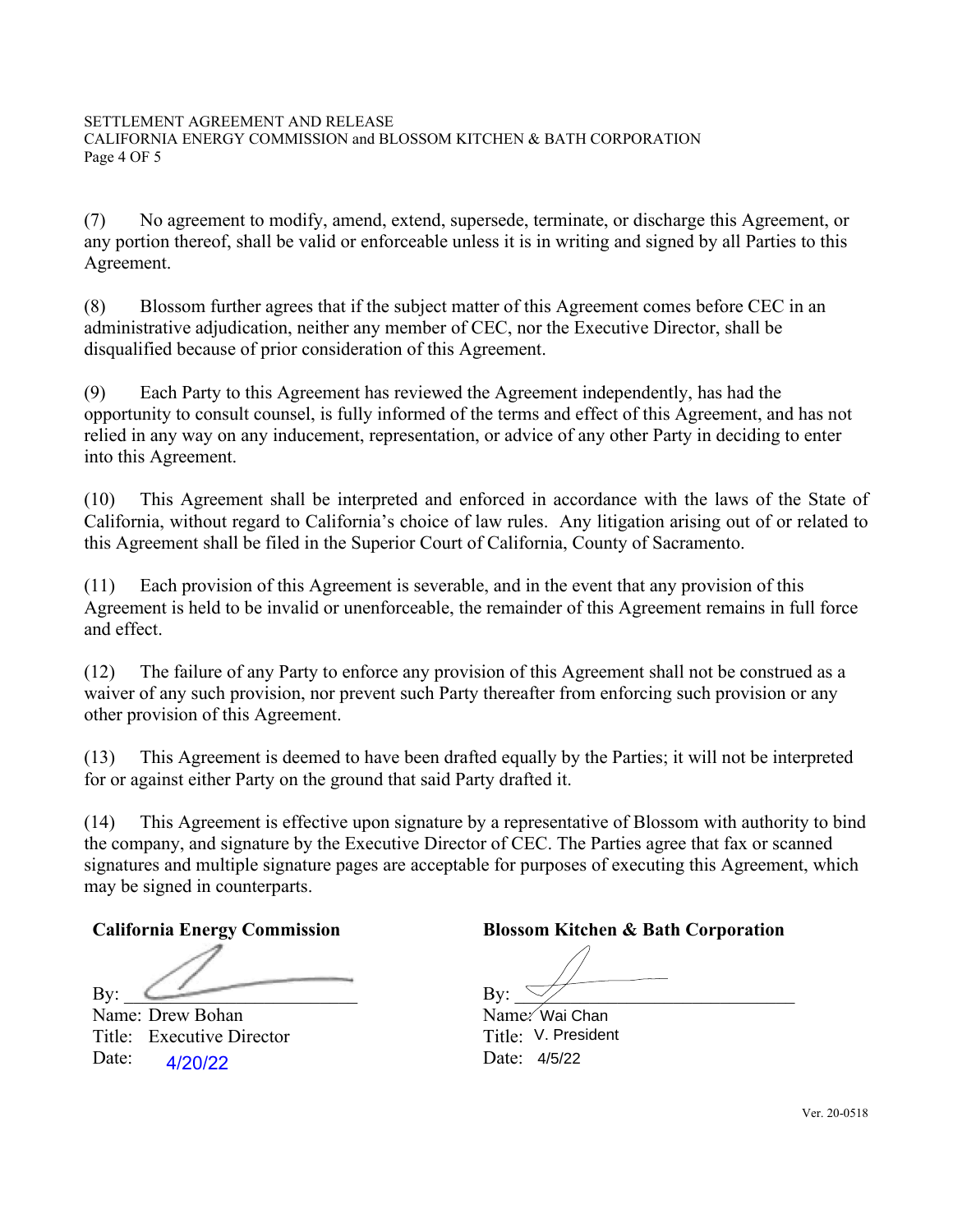(7) No agreement to modify, amend, extend, supersede, terminate, or discharge this Agreement, or any portion thereof, shall be valid or enforceable unless it is in writing and signed by all Parties to this Agreement.

(8) Blossom further agrees that if the subject matter of this Agreement comes before CEC in an administrative adjudication, neither any member of CEC, nor the Executive Director, shall be disqualified because of prior consideration of this Agreement.

(9) Each Party to this Agreement has reviewed the Agreement independently, has had the opportunity to consult counsel, is fully informed of the terms and effect of this Agreement, and has not relied in any way on any inducement, representation, or advice of any other Party in deciding to enter into this Agreement.

(10) This Agreement shall be interpreted and enforced in accordance with the laws of the State of California, without regard to California's choice of law rules. Any litigation arising out of or related to this Agreement shall be filed in the Superior Court of California, County of Sacramento.

(11) Each provision of this Agreement is severable, and in the event that any provision of this Agreement is held to be invalid or unenforceable, the remainder of this Agreement remains in full force and effect.

(12) The failure of any Party to enforce any provision of this Agreement shall not be construed as a waiver of any such provision, nor prevent such Party thereafter from enforcing such provision or any other provision of this Agreement.

(13) This Agreement is deemed to have been drafted equally by the Parties; it will not be interpreted for or against either Party on the ground that said Party drafted it.

(14) This Agreement is effective upon signature by a representative of Blossom with authority to bind the company, and signature by the Executive Director of CEC. The Parties agree that fax or scanned signatures and multiple signature pages are acceptable for purposes of executing this Agreement, which may be signed in counterparts.

**California Energy Commission**

By: ________________________

Name: Drew Bohan

Title: Executive Director

Date: 4/20/22

**Blossom Kitchen & Bath Corporation**

By: ________________________

Name: Wai Chan

Title: V. President

Date: 4/5/22

Ver. 20-0518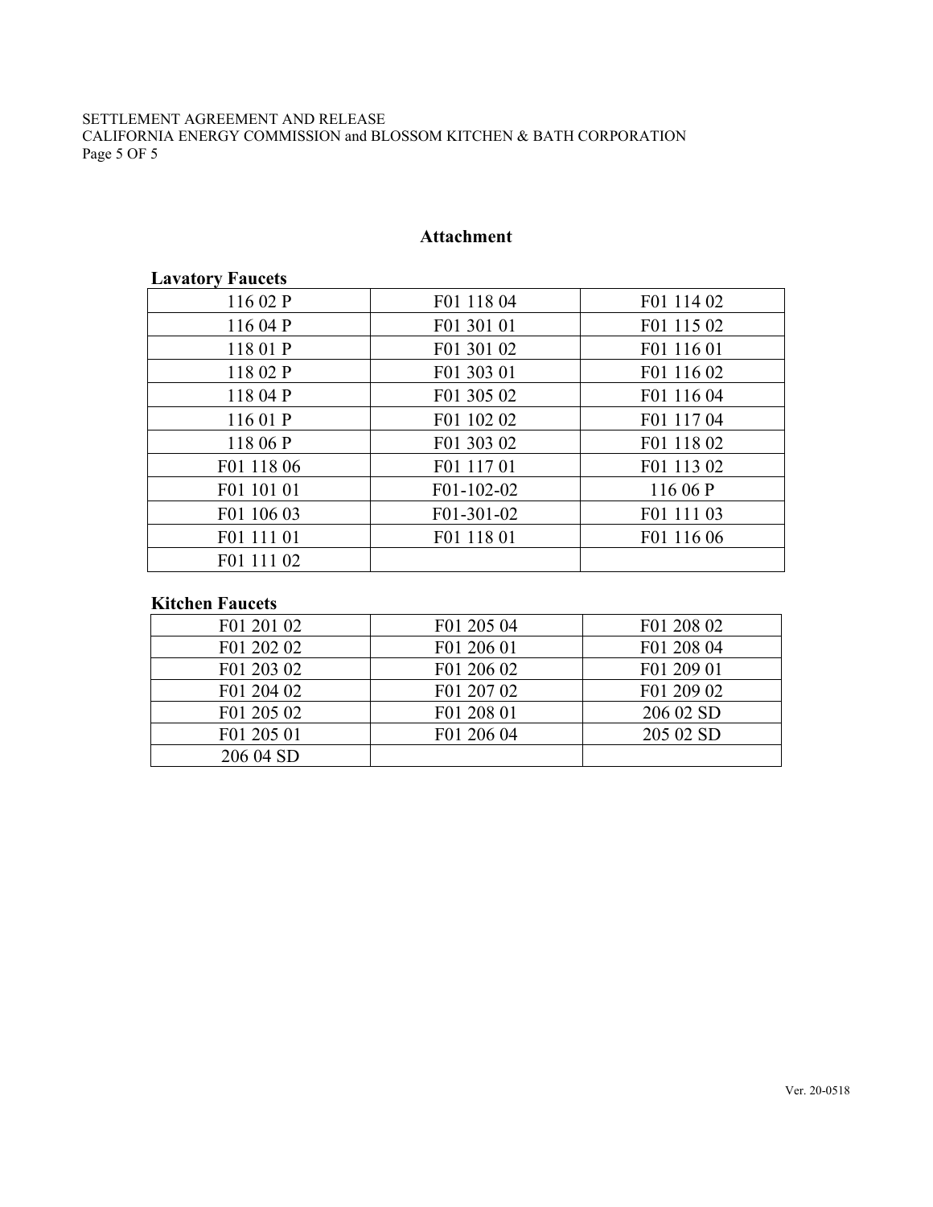## Attachment

**Lavatory Faucets**

| | | |
|---|---|---|
| 116 02 P | F01 118 04 | F01 114 02 |
| 116 04 P | F01 301 01 | F01 115 02 |
| 118 01 P | F01 301 02 | F01 116 01 |
| 118 02 P | F01 303 01 | F01 116 02 |
| 118 04 P | F01 305 02 | F01 116 04 |
| 116 01 P | F01 102 02 | F01 117 04 |
| 118 06 P | F01 303 02 | F01 118 02 |
| F01 118 06 | F01 117 01 | F01 113 02 |
| F01 101 01 | F01-102-02 | 116 06 P |
| F01 106 03 | F01-301-02 | F01 111 03 |
| F01 111 01 | F01 118 01 | F01 116 06 |
| F01 111 02 | | |

**Kitchen Faucets**

| | | |
|---|---|---|
| F01 201 02 | F01 205 04 | F01 208 02 |
| F01 202 02 | F01 206 01 | F01 208 04 |
| F01 203 02 | F01 206 02 | F01 209 01 |
| F01 204 02 | F01 207 02 | F01 209 02 |
| F01 205 02 | F01 208 01 | 206 02 SD |
| F01 205 01 | F01 206 04 | 205 02 SD |
| 206 04 SD | | |